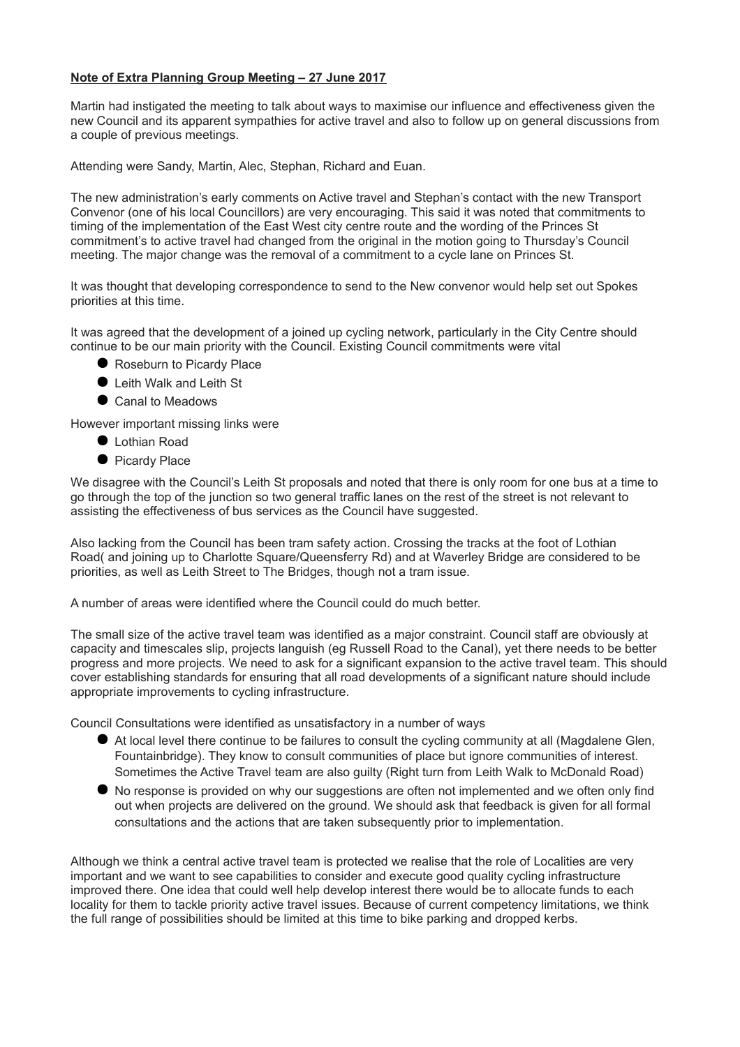**Note of Extra Planning Group Meeting – 27 June 2017**

Martin had instigated the meeting to talk about ways to maximise our influence and effectiveness given the new Council and its apparent sympathies for active travel and also to follow up on general discussions from a couple of previous meetings.

Attending were Sandy, Martin, Alec, Stephan, Richard and Euan.

The new administration's early comments on Active travel and Stephan's contact with the new Transport Convenor (one of his local Councillors) are very encouraging. This said it was noted that commitments to timing of the implementation of the East West city centre route and the wording of the Princes St commitment's to active travel had changed from the original in the motion going to Thursday's Council meeting. The major change was the removal of a commitment to a cycle lane on Princes St.

It was thought that developing correspondence to send to the New convenor would help set out Spokes priorities at this time.

It was agreed that the development of a joined up cycling network, particularly in the City Centre should continue to be our main priority with the Council. Existing Council commitments were vital

- Roseburn to Picardy Place
- Leith Walk and Leith St
- Canal to Meadows

However important missing links were

- Lothian Road
- Picardy Place

We disagree with the Council's Leith St proposals and noted that there is only room for one bus at a time to go through the top of the junction so two general traffic lanes on the rest of the street is not relevant to assisting the effectiveness of bus services as the Council have suggested.

Also lacking from the Council has been tram safety action. Crossing the tracks at the foot of Lothian Road( and joining up to Charlotte Square/Queensferry Rd) and at Waverley Bridge are considered to be priorities, as well as Leith Street to The Bridges, though not a tram issue.

A number of areas were identified where the Council could do much better.

The small size of the active travel team was identified as a major constraint. Council staff are obviously at capacity and timescales slip, projects languish (eg Russell Road to the Canal), yet there needs to be better progress and more projects. We need to ask for a significant expansion to the active travel team. This should cover establishing standards for ensuring that all road developments of a significant nature should include appropriate improvements to cycling infrastructure.

Council Consultations were identified as unsatisfactory in a number of ways

- At local level there continue to be failures to consult the cycling community at all (Magdalene Glen, Fountainbridge). They know to consult communities of place but ignore communities of interest. Sometimes the Active Travel team are also guilty (Right turn from Leith Walk to McDonald Road)
- No response is provided on why our suggestions are often not implemented and we often only find out when projects are delivered on the ground. We should ask that feedback is given for all formal consultations and the actions that are taken subsequently prior to implementation.

Although we think a central active travel team is protected we realise that the role of Localities are very important and we want to see capabilities to consider and execute good quality cycling infrastructure improved there. One idea that could well help develop interest there would be to allocate funds to each locality for them to tackle priority active travel issues. Because of current competency limitations, we think the full range of possibilities should be limited at this time to bike parking and dropped kerbs.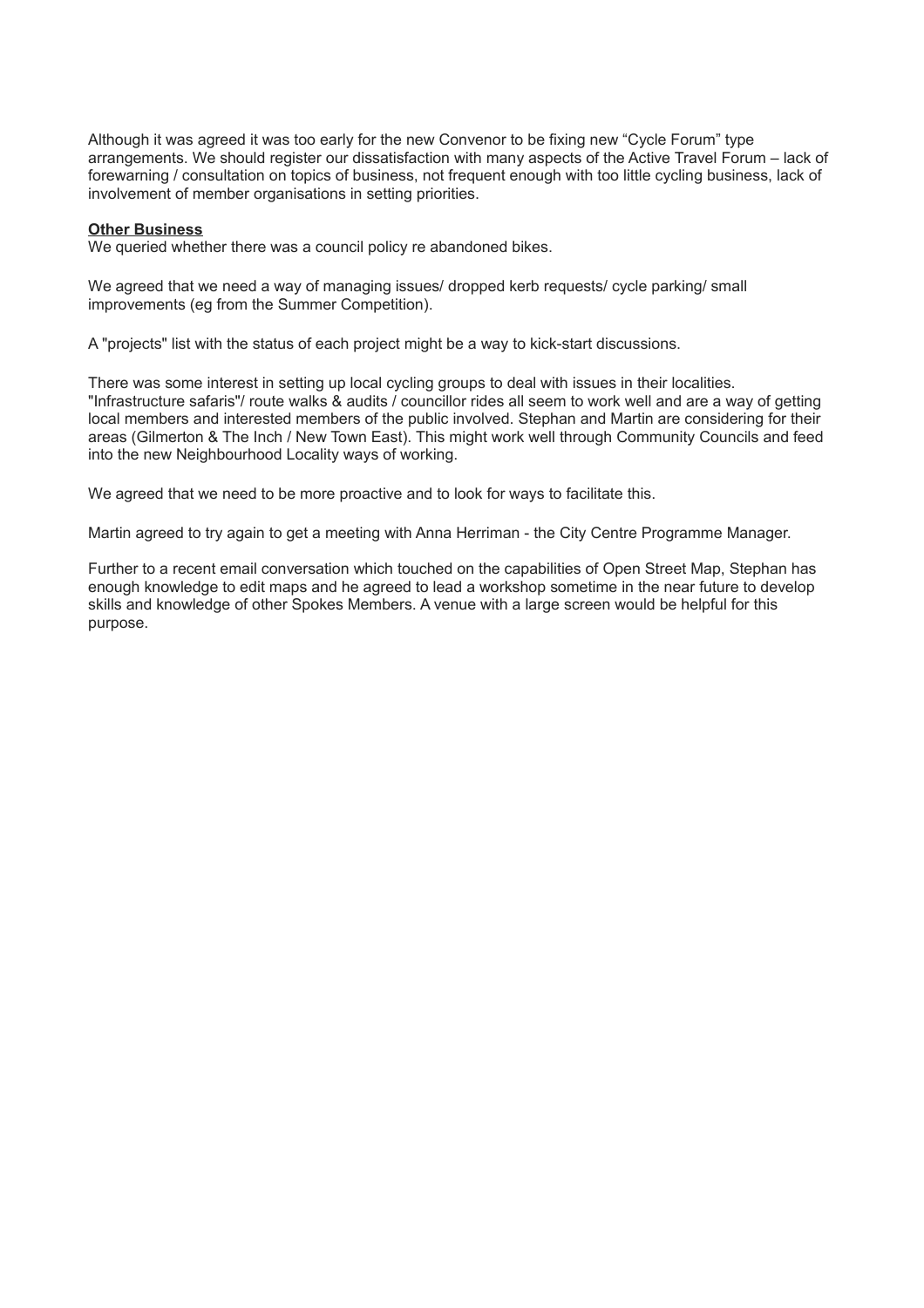Although it was agreed it was too early for the new Convenor to be fixing new "Cycle Forum" type arrangements. We should register our dissatisfaction with many aspects of the Active Travel Forum – lack of forewarning / consultation on topics of business, not frequent enough with too little cycling business, lack of involvement of member organisations in setting priorities.

**Other Business**

We queried whether there was a council policy re abandoned bikes.

We agreed that we need a way of managing issues/ dropped kerb requests/ cycle parking/ small improvements (eg from the Summer Competition).

A "projects" list with the status of each project might be a way to kick-start discussions.

There was some interest in setting up local cycling groups to deal with issues in their localities. "Infrastructure safaris"/ route walks & audits / councillor rides all seem to work well and are a way of getting local members and interested members of the public involved. Stephan and Martin are considering for their areas (Gilmerton & The Inch / New Town East). This might work well through Community Councils and feed into the new Neighbourhood Locality ways of working.

We agreed that we need to be more proactive and to look for ways to facilitate this.

Martin agreed to try again to get a meeting with Anna Herriman - the City Centre Programme Manager.

Further to a recent email conversation which touched on the capabilities of Open Street Map, Stephan has enough knowledge to edit maps and he agreed to lead a workshop sometime in the near future to develop skills and knowledge of other Spokes Members. A venue with a large screen would be helpful for this purpose.